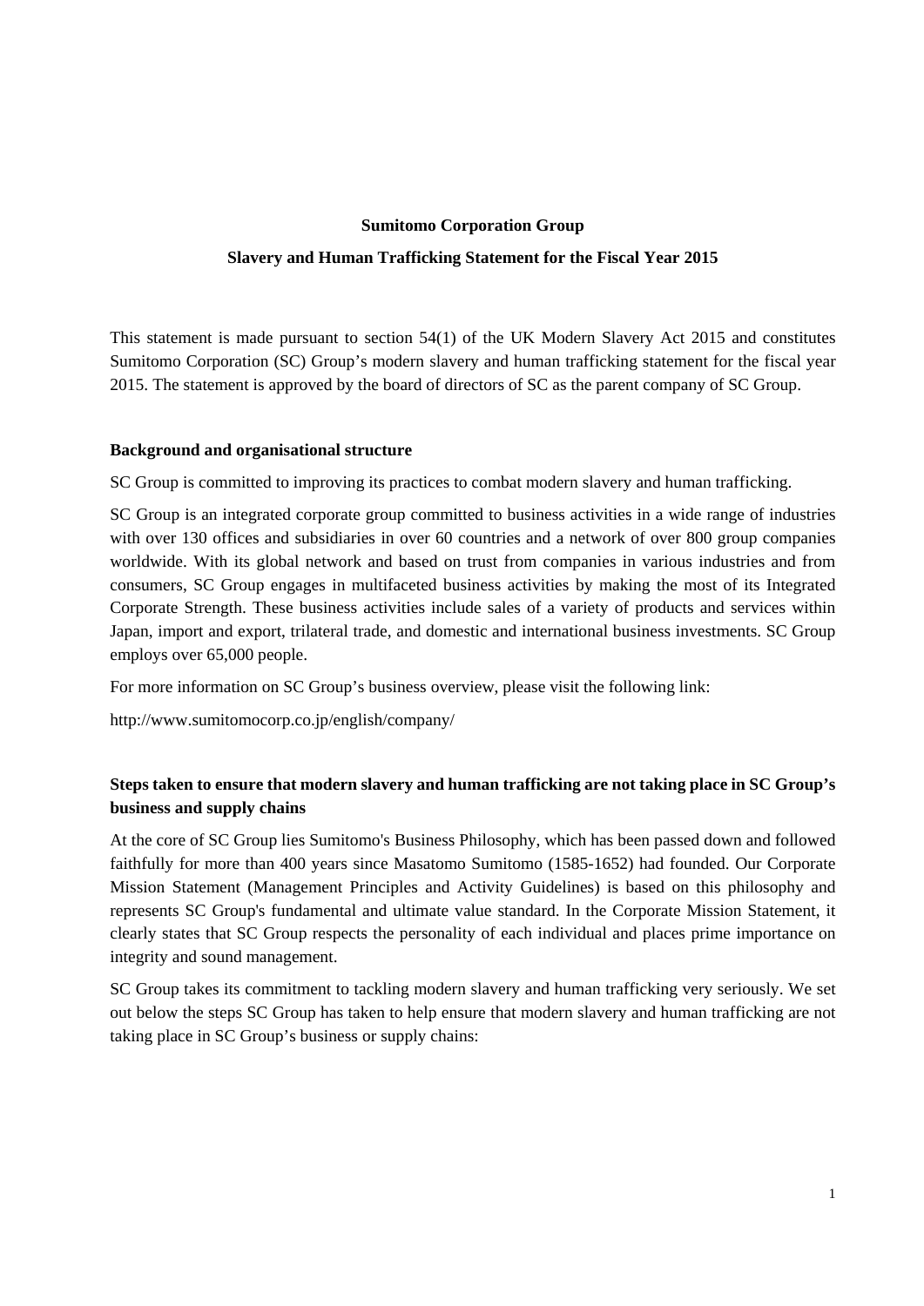# Sumitomo Corporation Group

## Slavery and Human Trafficking Statement for the Fiscal Year 2015

This statement is made pursuant to section 54(1) of the UK Modern Slavery Act 2015 and constitutes Sumitomo Corporation (SC) Group's modern slavery and human trafficking statement for the fiscal year 2015. The statement is approved by the board of directors of SC as the parent company of SC Group.

### Background and organisational structure

SC Group is committed to improving its practices to combat modern slavery and human trafficking.

SC Group is an integrated corporate group committed to business activities in a wide range of industries with over 130 offices and subsidiaries in over 60 countries and a network of over 800 group companies worldwide. With its global network and based on trust from companies in various industries and from consumers, SC Group engages in multifaceted business activities by making the most of its Integrated Corporate Strength. These business activities include sales of a variety of products and services within Japan, import and export, trilateral trade, and domestic and international business investments. SC Group employs over 65,000 people.

For more information on SC Group's business overview, please visit the following link:

http://www.sumitomocorp.co.jp/english/company/

### Steps taken to ensure that modern slavery and human trafficking are not taking place in SC Group's business and supply chains

At the core of SC Group lies Sumitomo's Business Philosophy, which has been passed down and followed faithfully for more than 400 years since Masatomo Sumitomo (1585-1652) had founded. Our Corporate Mission Statement (Management Principles and Activity Guidelines) is based on this philosophy and represents SC Group's fundamental and ultimate value standard. In the Corporate Mission Statement, it clearly states that SC Group respects the personality of each individual and places prime importance on integrity and sound management.

SC Group takes its commitment to tackling modern slavery and human trafficking very seriously. We set out below the steps SC Group has taken to help ensure that modern slavery and human trafficking are not taking place in SC Group's business or supply chains: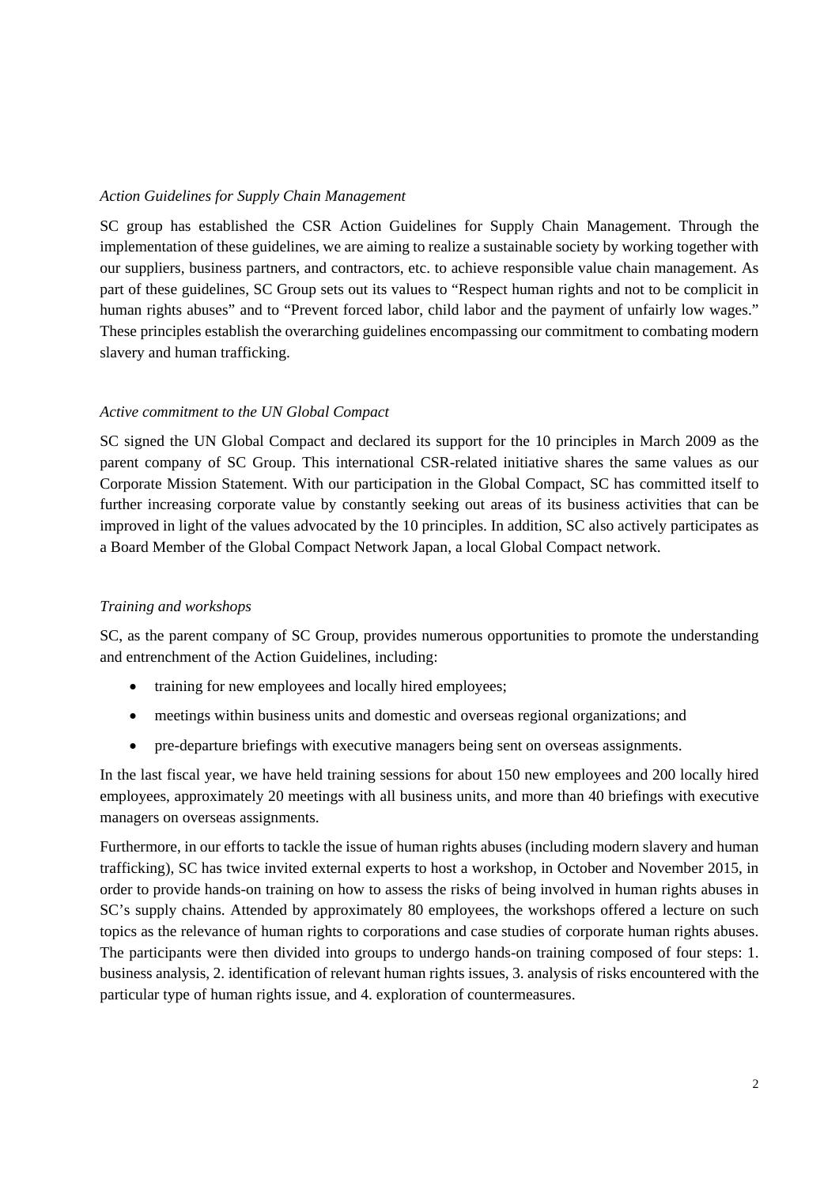*Action Guidelines for Supply Chain Management*

SC group has established the CSR Action Guidelines for Supply Chain Management. Through the implementation of these guidelines, we are aiming to realize a sustainable society by working together with our suppliers, business partners, and contractors, etc. to achieve responsible value chain management. As part of these guidelines, SC Group sets out its values to "Respect human rights and not to be complicit in human rights abuses" and to "Prevent forced labor, child labor and the payment of unfairly low wages." These principles establish the overarching guidelines encompassing our commitment to combating modern slavery and human trafficking.

*Active commitment to the UN Global Compact*

SC signed the UN Global Compact and declared its support for the 10 principles in March 2009 as the parent company of SC Group. This international CSR-related initiative shares the same values as our Corporate Mission Statement. With our participation in the Global Compact, SC has committed itself to further increasing corporate value by constantly seeking out areas of its business activities that can be improved in light of the values advocated by the 10 principles. In addition, SC also actively participates as a Board Member of the Global Compact Network Japan, a local Global Compact network.

*Training and workshops*

SC, as the parent company of SC Group, provides numerous opportunities to promote the understanding and entrenchment of the Action Guidelines, including:

- training for new employees and locally hired employees;
- meetings within business units and domestic and overseas regional organizations; and
- pre-departure briefings with executive managers being sent on overseas assignments.

In the last fiscal year, we have held training sessions for about 150 new employees and 200 locally hired employees, approximately 20 meetings with all business units, and more than 40 briefings with executive managers on overseas assignments.

Furthermore, in our efforts to tackle the issue of human rights abuses (including modern slavery and human trafficking), SC has twice invited external experts to host a workshop, in October and November 2015, in order to provide hands-on training on how to assess the risks of being involved in human rights abuses in SC's supply chains. Attended by approximately 80 employees, the workshops offered a lecture on such topics as the relevance of human rights to corporations and case studies of corporate human rights abuses. The participants were then divided into groups to undergo hands-on training composed of four steps: 1. business analysis, 2. identification of relevant human rights issues, 3. analysis of risks encountered with the particular type of human rights issue, and 4. exploration of countermeasures.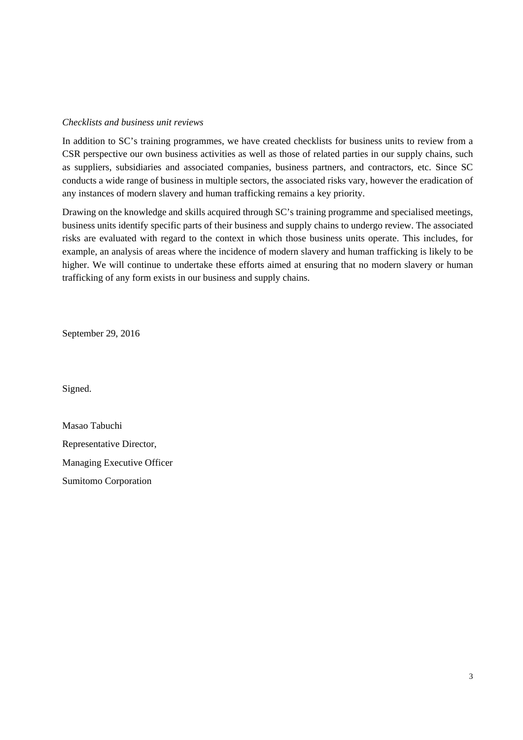*Checklists and business unit reviews*

In addition to SC's training programmes, we have created checklists for business units to review from a CSR perspective our own business activities as well as those of related parties in our supply chains, such as suppliers, subsidiaries and associated companies, business partners, and contractors, etc. Since SC conducts a wide range of business in multiple sectors, the associated risks vary, however the eradication of any instances of modern slavery and human trafficking remains a key priority.

Drawing on the knowledge and skills acquired through SC's training programme and specialised meetings, business units identify specific parts of their business and supply chains to undergo review. The associated risks are evaluated with regard to the context in which those business units operate. This includes, for example, an analysis of areas where the incidence of modern slavery and human trafficking is likely to be higher. We will continue to undertake these efforts aimed at ensuring that no modern slavery or human trafficking of any form exists in our business and supply chains.

September 29, 2016

Signed.

Masao Tabuchi

Representative Director,

Managing Executive Officer

Sumitomo Corporation